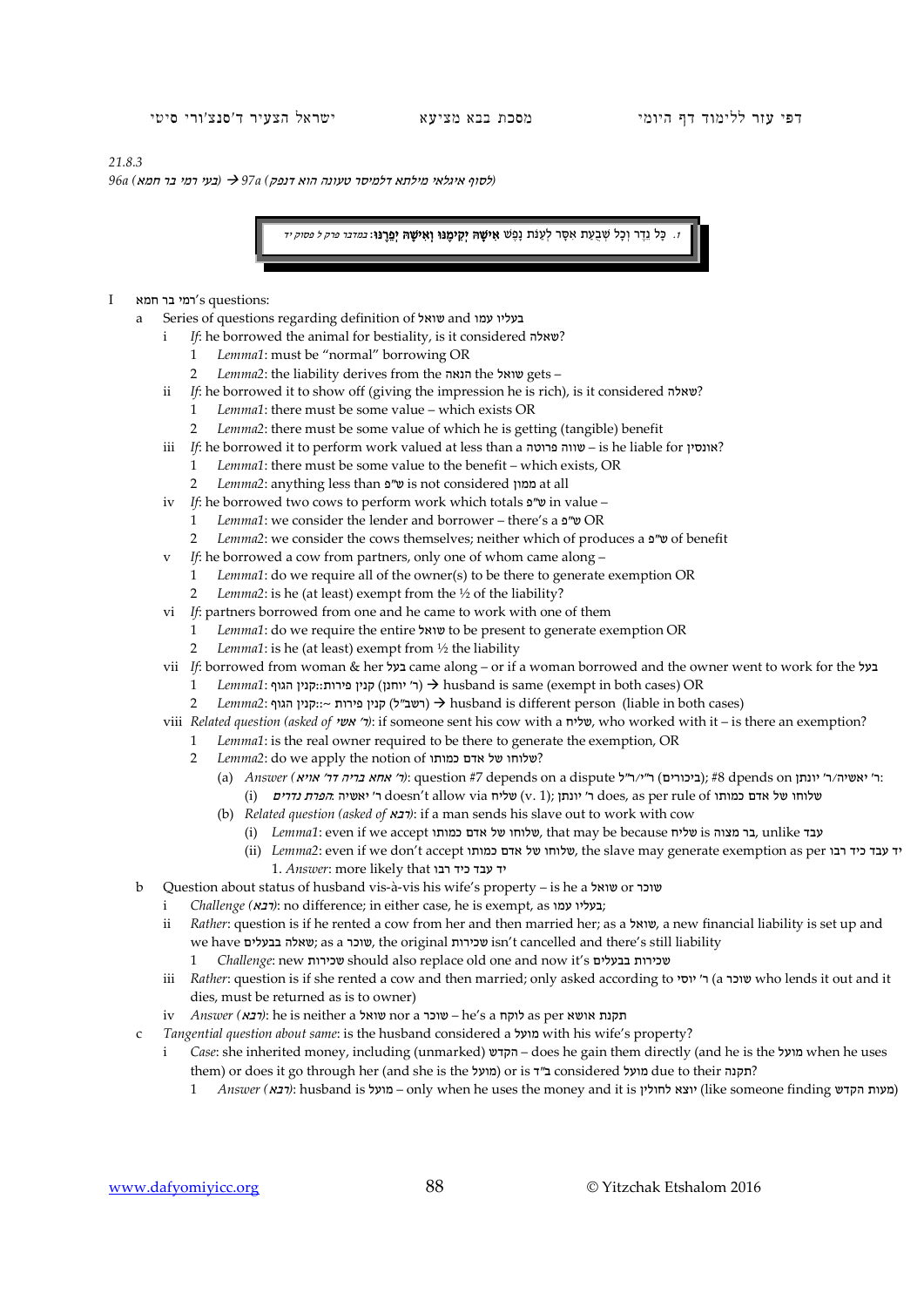21.8.3

96a (בעי רמי בר חמא) → 97a (לסוף איגלאי מילתא דלמיסר טענה הוא דנפק)

> 1. כָּל נֵדֶר וְכָל שְׁבֻעַת אִסָּר לְעַנֹּת נָפֶשׁ **אִישָׁהּ יְקִימֶנּוּ וְאִישָׁהּ יְפֵרֶנּוּ**: במדבר פרק ל פסוק יד

I רמי בר חמא's questions:

- a Series of questions regarding definition of שואל and בעליו עמו
  - i *If*: he borrowed the animal for bestiality, is it considered שאלה?
    - 1 *Lemma1*: must be "normal" borrowing OR
    - 2 *Lemma2*: the liability derives from the הנאה the שואל gets –
  - ii *If*: he borrowed it to show off (giving the impression he is rich), is it considered שאלה?
    - 1 *Lemma1*: there must be some value – which exists OR
    - 2 *Lemma2*: there must be some value of which he is getting (tangible) benefit
  - iii *If*: he borrowed it to perform work valued at less than a שווה פרוטה – is he liable for אונסין?
    - 1 *Lemma1*: there must be some value to the benefit – which exists, OR
    - 2 *Lemma2*: anything less than ש"פ is not considered ממון at all
  - iv *If*: he borrowed two cows to perform work which totals ש"פ in value –
    - 1 *Lemma1*: we consider the lender and borrower – there's a ש"פ OR
    - 2 *Lemma2*: we consider the cows themselves; neither which of produces a ש"פ of benefit
  - v *If*: he borrowed a cow from partners, only one of whom came along –
    - 1 *Lemma1*: do we require all of the owner(s) to be there to generate exemption OR
    - 2 *Lemma2*: is he (at least) exempt from the ½ of the liability?
  - vi *If*: partners borrowed from one and he came to work with one of them
    - 1 *Lemma1*: do we require the entire שואל to be present to generate exemption OR
    - 2 *Lemma1*: is he (at least) exempt from ½ the liability
  - vii *If*: borrowed from woman & her בעל came along – or if a woman borrowed and the owner went to work for the בעל
    - 1 *Lemma1*: קנין הגוף::קנין פירות (ר' יוחנן) → husband is same (exempt in both cases) OR
    - 2 *Lemma2*: קנין הגוף::~ קנין פירות (רשב"ל) → husband is different person (liable in both cases)
  - viii *Related question (asked of ר' אשי)*: if someone sent his cow with a שליח, who worked with it – is there an exemption?
    - 1 *Lemma1*: is the real owner required to be there to generate the exemption, OR
    - 2 *Lemma2*: do we apply the notion of שלוחו של אדם כמותו?
      - (a) *Answer (ר' אחא בריה דר' איא)*: question #7 depends on a dispute ר"י/ר"ל (ביכורים); #8 dpends on ר' יאשיה/ר' יונתן:
        - (i) הפרת נדרים ר' יאשיה doesn't allow via שליח (v. 1); ר' יונתן does, as per rule of שלוחו של אדם כמותו
      - (b) *Related question (asked of רבא)*: if a man sends his slave out to work with cow
        - (i) *Lemma1*: even if we accept שלוחו של אדם כמותו, that may be because שליח is בר מצוה, unlike עבד
        - (ii) *Lemma2*: even if we don't accept שלוחו של אדם כמותו, the slave may generate exemption as per יד עבד כיד רבו
          - 1. *Answer*: more likely that יד עבד כיד רבו
- b Question about status of husband vis-à-vis his wife's property – is he a שואל or שוכר
  - i *Challenge (רבא)*: no difference; in either case, he is exempt, as בעליו עמו;
  - ii *Rather*: question is if he rented a cow from her and then married her; as a שואל, a new financial liability is set up and we have שאלה בבעלים; as a שוכר, the original שכירות isn't cancelled and there's still liability
    - 1 *Challenge*: new שכירות should also replace old one and now it's שכירות בבעלים
  - iii *Rather*: question is if she rented a cow and then married; only asked according to ר' יוסי (a שוכר who lends it out and it dies, must be returned as is to owner)
  - iv *Answer (רבא)*: he is neither a שואל nor a שוכר – he's a לוקח as per תקנת אושא
- c *Tangential question about same*: is the husband considered a מועל with his wife's property?
  - i *Case*: she inherited money, including (unmarked) הקדש – does he gain them directly (and he is the מועל when he uses them) or does it go through her (and she is the מועל) or is ב"ד considered מועל due to their תקנה?
    - 1 *Answer (רבא)*: husband is מועל – only when he uses the money and it is יוצא לחולין (like someone finding מעות הקדש)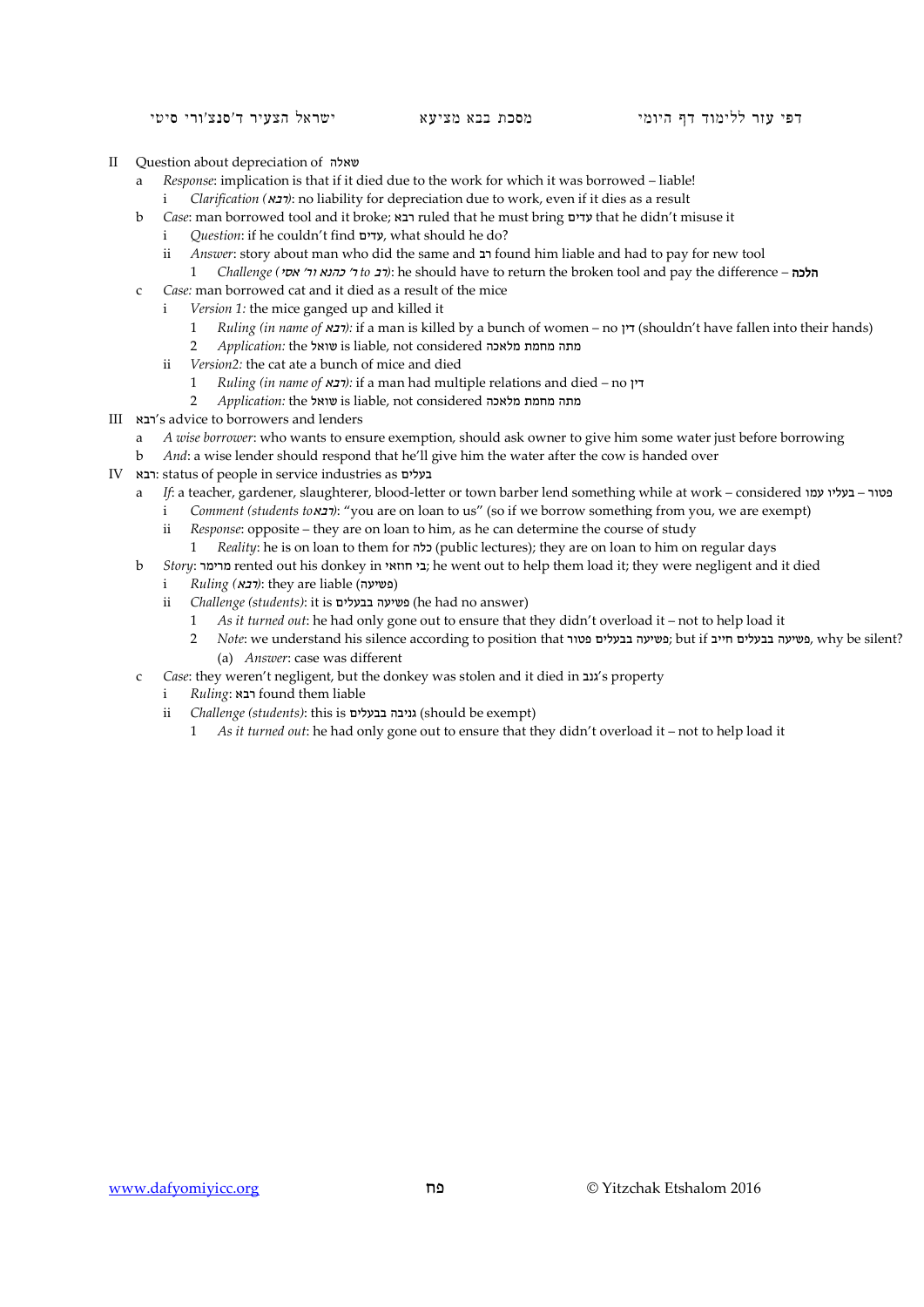- II Question about depreciation of שאלה
  - a *Response*: implication is that if it died due to the work for which it was borrowed – liable!
    - i *Clarification (רבא)*: no liability for depreciation due to work, even if it dies as a result
  - b *Case*: man borrowed tool and it broke; רבא ruled that he must bring עדים that he didn't misuse it
    - i *Question*: if he couldn't find עדים, what should he do?
    - ii *Answer*: story about man who did the same and רב found him liable and had to pay for new tool
      - 1 *Challenge (ר' כהנא ור' אסי to רב)*: he should have to return the broken tool and pay the difference – **הלכה**
  - c *Case:* man borrowed cat and it died as a result of the mice
    - i *Version 1:* the mice ganged up and killed it
      - 1 *Ruling (in name of רבא):* if a man is killed by a bunch of women – no דין (shouldn't have fallen into their hands)
      - 2 *Application:* the שואל is liable, not considered מתה מחמת מלאכה
    - ii *Version2:* the cat ate a bunch of mice and died
      - 1 *Ruling (in name of רבא):* if a man had multiple relations and died – no דין
      - 2 *Application:* the שואל is liable, not considered מתה מחמת מלאכה
- III רבא's advice to borrowers and lenders
  - a *A wise borrower*: who wants to ensure exemption, should ask owner to give him some water just before borrowing
  - b *And*: a wise lender should respond that he'll give him the water after the cow is handed over
- IV רבא: status of people in service industries as בעלים
  - a *If*: a teacher, gardener, slaughterer, blood-letter or town barber lend something while at work – considered בעליו עמו – פטור
    - i *Comment (students toרבא)*: "you are on loan to us" (so if we borrow something from you, we are exempt)
    - ii *Response*: opposite – they are on loan to him, as he can determine the course of study
      - 1 *Reality*: he is on loan to them for כלה (public lectures); they are on loan to him on regular days
  - b *Story*: מרימר rented out his donkey in בי חוזאי; he went out to help them load it; they were negligent and it died
    - i *Ruling (רבא)*: they are liable (פשיעה)
    - ii *Challenge (students)*: it is פשיעה בבעלים (he had no answer)
      - 1 *As it turned out*: he had only gone out to ensure that they didn't overload it – not to help load it
      - 2 *Note*: we understand his silence according to position that פשיעה בבעלים פטור; but if פשיעה בבעלים חייב, why be silent?
        - (a) *Answer*: case was different
  - c *Case*: they weren't negligent, but the donkey was stolen and it died in גנב's property
    - i *Ruling*: רבא found them liable
    - ii *Challenge (students)*: this is גניבה בבעלים (should be exempt)
      - 1 *As it turned out*: he had only gone out to ensure that they didn't overload it – not to help load it